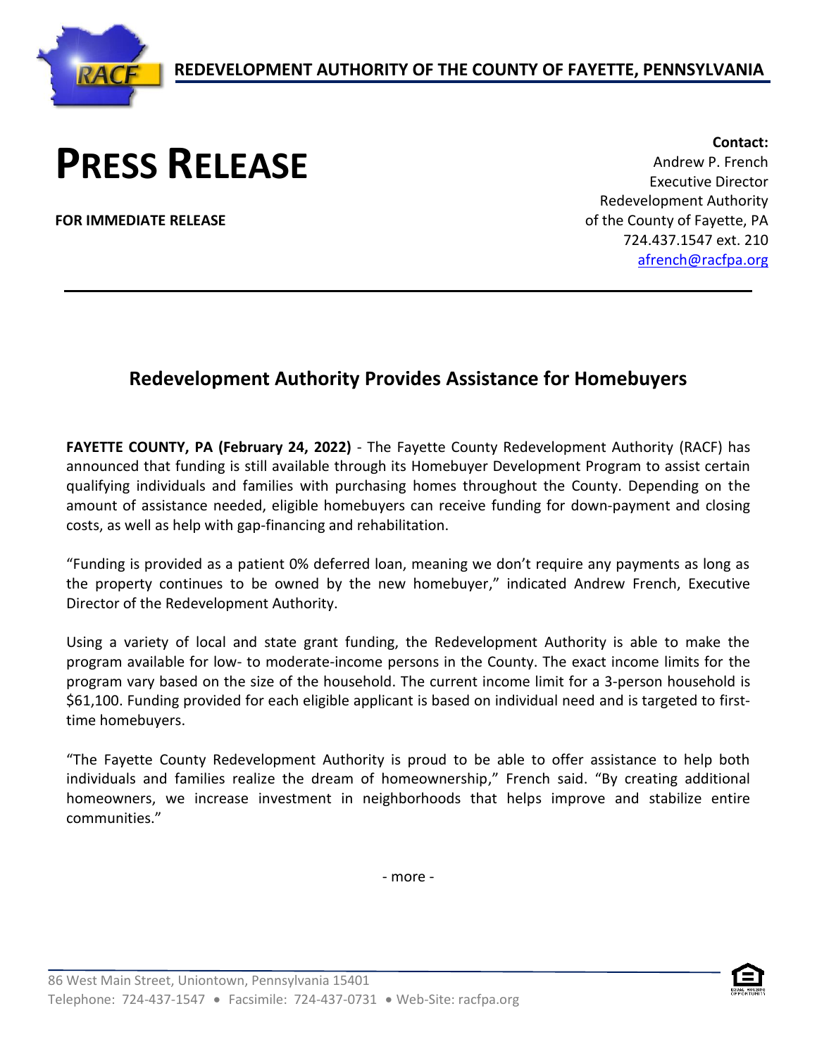**REDEVELOPMENT AUTHORITY OF THE COUNTY OF FAYETTE, PENNSYLVANIA**

# PRESS RELEASE

**FOR IMMEDIATE RELEASE**

**Contact:**
Andrew P. French
Executive Director
Redevelopment Authority
of the County of Fayette, PA
724.437.1547 ext. 210
afrench@racfpa.org

---

## Redevelopment Authority Provides Assistance for Homebuyers

**FAYETTE COUNTY, PA (February 24, 2022)** - The Fayette County Redevelopment Authority (RACF) has announced that funding is still available through its Homebuyer Development Program to assist certain qualifying individuals and families with purchasing homes throughout the County. Depending on the amount of assistance needed, eligible homebuyers can receive funding for down-payment and closing costs, as well as help with gap-financing and rehabilitation.

"Funding is provided as a patient 0% deferred loan, meaning we don't require any payments as long as the property continues to be owned by the new homebuyer," indicated Andrew French, Executive Director of the Redevelopment Authority.

Using a variety of local and state grant funding, the Redevelopment Authority is able to make the program available for low- to moderate-income persons in the County. The exact income limits for the program vary based on the size of the household. The current income limit for a 3-person household is $61,100. Funding provided for each eligible applicant is based on individual need and is targeted to first-time homebuyers.

"The Fayette County Redevelopment Authority is proud to be able to offer assistance to help both individuals and families realize the dream of homeownership," French said. "By creating additional homeowners, we increase investment in neighborhoods that helps improve and stabilize entire communities."

- more -

86 West Main Street, Uniontown, Pennsylvania 15401
Telephone: 724-437-1547 • Facsimile: 724-437-0731 • Web-Site: racfpa.org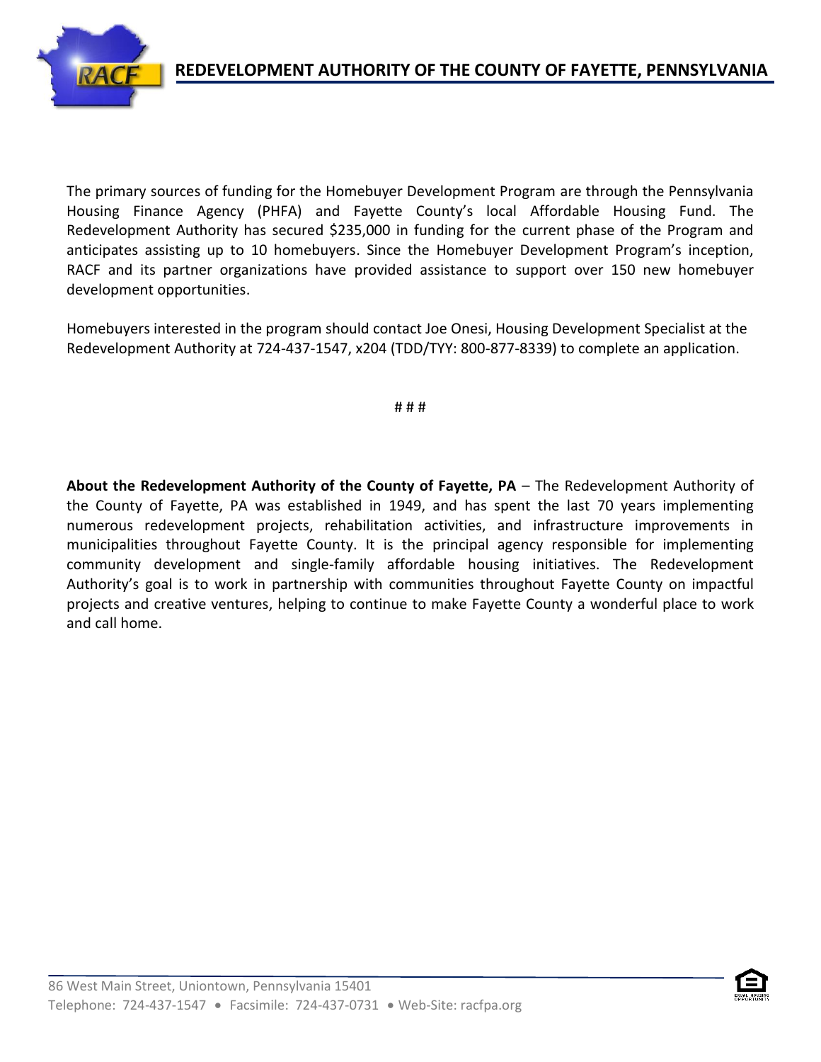The primary sources of funding for the Homebuyer Development Program are through the Pennsylvania Housing Finance Agency (PHFA) and Fayette County's local Affordable Housing Fund. The Redevelopment Authority has secured $235,000 in funding for the current phase of the Program and anticipates assisting up to 10 homebuyers. Since the Homebuyer Development Program's inception, RACF and its partner organizations have provided assistance to support over 150 new homebuyer development opportunities.

Homebuyers interested in the program should contact Joe Onesi, Housing Development Specialist at the Redevelopment Authority at 724-437-1547, x204 (TDD/TYY: 800-877-8339) to complete an application.

# # #

**About the Redevelopment Authority of the County of Fayette, PA** – The Redevelopment Authority of the County of Fayette, PA was established in 1949, and has spent the last 70 years implementing numerous redevelopment projects, rehabilitation activities, and infrastructure improvements in municipalities throughout Fayette County. It is the principal agency responsible for implementing community development and single-family affordable housing initiatives. The Redevelopment Authority's goal is to work in partnership with communities throughout Fayette County on impactful projects and creative ventures, helping to continue to make Fayette County a wonderful place to work and call home.